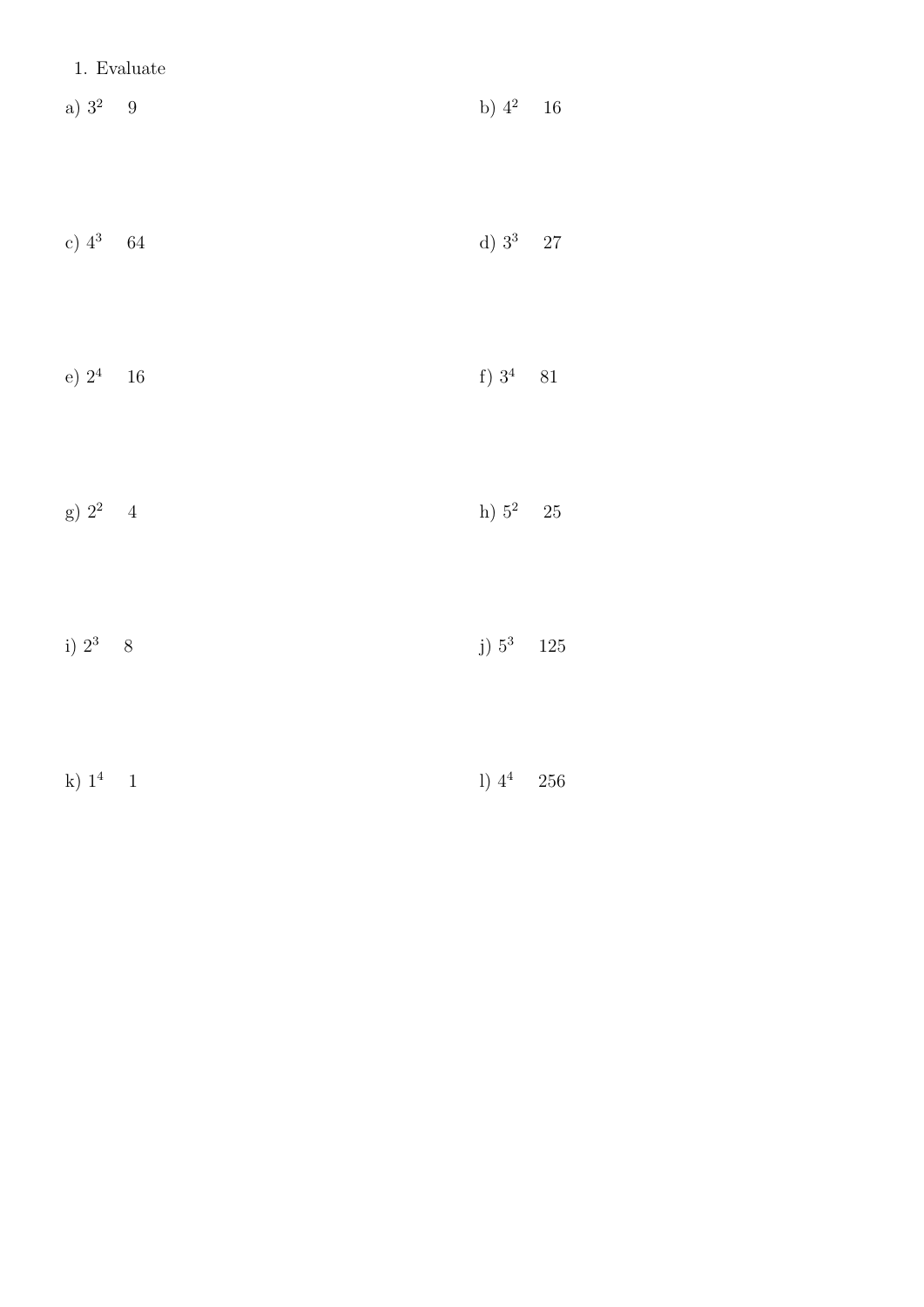1. Evaluate

a) $3^2$ 9

b) $4^2$ 16

c) $4^3$ 64

d) $3^3$ 27

e) $2^4$ 16

f) $3^4$ 81

g) $2^2$ 4

h) $5^2$ 25

i) $2^3$ 8

j) $5^3$ 125

k) $1^4$ 1

l) $4^4$ 256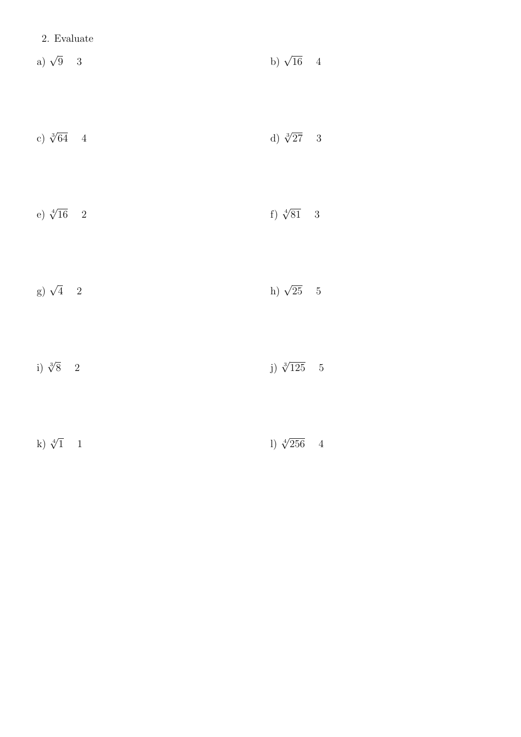2. Evaluate

a) $\sqrt{9}$ 3

b) $\sqrt{16}$ 4

c) $\sqrt[3]{64}$ 4

d) $\sqrt[3]{27}$ 3

e) $\sqrt[4]{16}$ 2

f) $\sqrt[4]{81}$ 3

g) $\sqrt{4}$ 2

h) $\sqrt{25}$ 5

i) $\sqrt[3]{8}$ 2

j) $\sqrt[3]{125}$ 5

k) $\sqrt[4]{1}$ 1

l) $\sqrt[4]{256}$ 4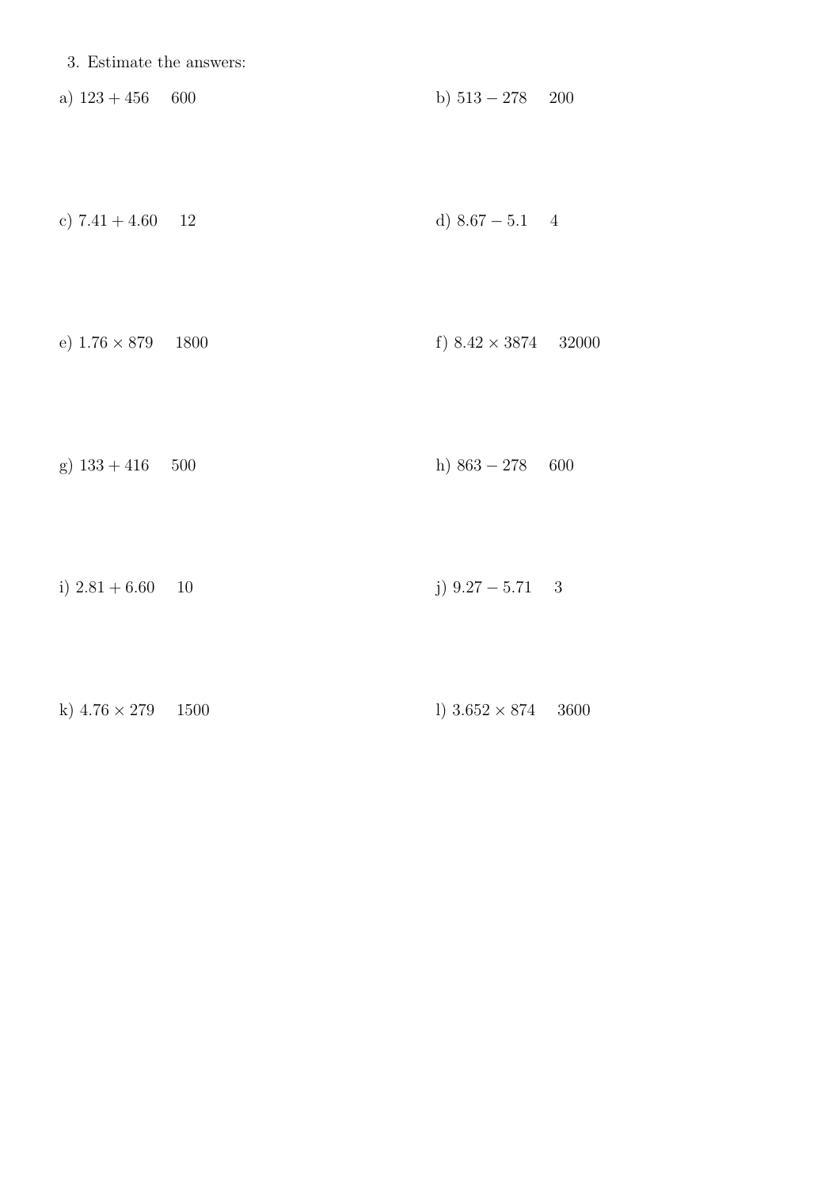3. Estimate the answers:

a) $123 + 456$ 600

b) $513 - 278$ 200

c) $7.41 + 4.60$ 12

d) $8.67 - 5.1$ 4

e) $1.76 \times 879$ 1800

f) $8.42 \times 3874$ 32000

g) $133 + 416$ 500

h) $863 - 278$ 600

i) $2.81 + 6.60$ 10

j) $9.27 - 5.71$ 3

k) $4.76 \times 279$ 1500

l) $3.652 \times 874$ 3600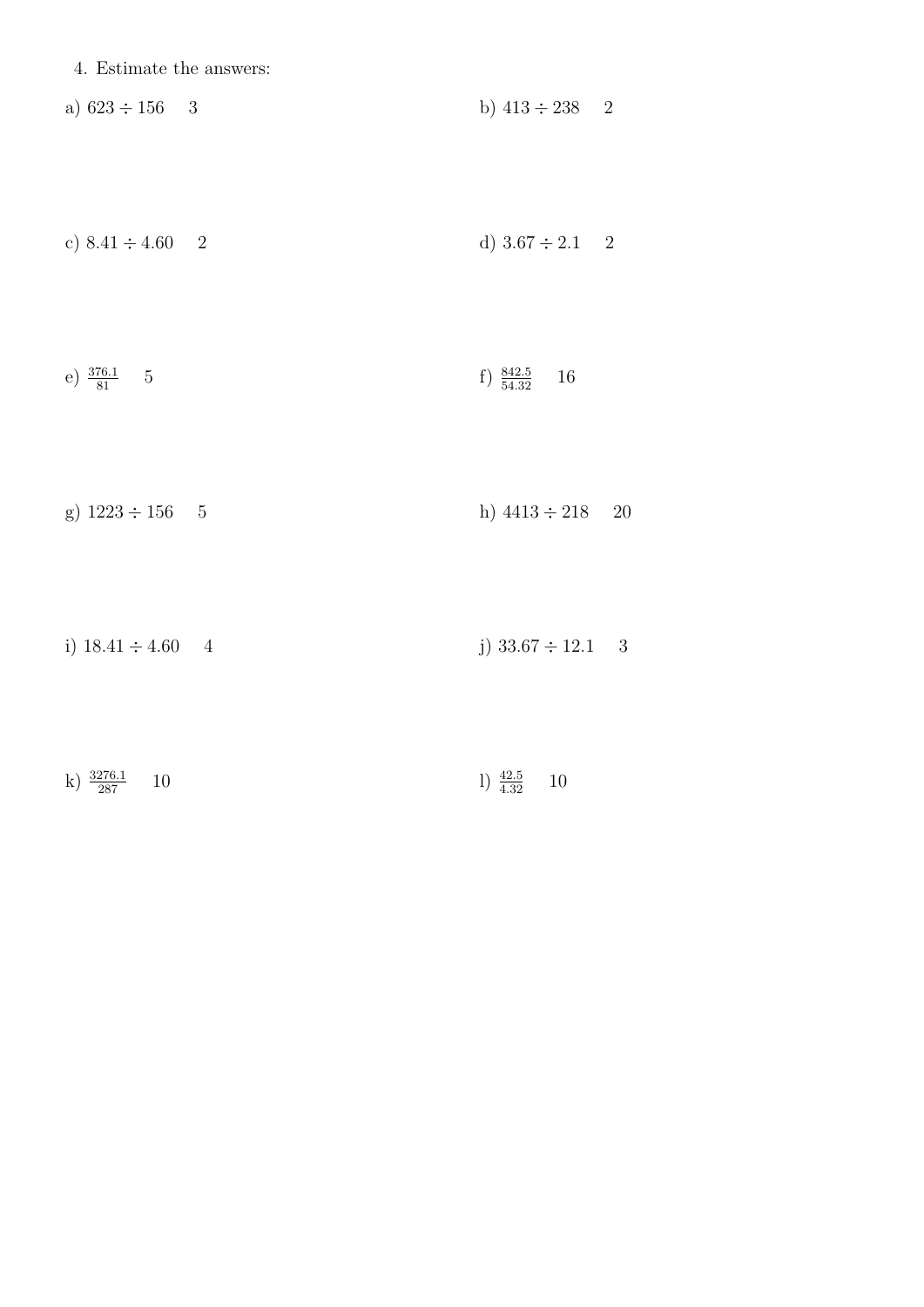4. Estimate the answers:

a) $623 \div 156$ 3

b) $413 \div 238$ 2

c) $8.41 \div 4.60$ 2

d) $3.67 \div 2.1$ 2

e) $\frac{376.1}{81}$ 5

f) $\frac{842.5}{54.32}$ 16

g) $1223 \div 156$ 5

h) $4413 \div 218$ 20

i) $18.41 \div 4.60$ 4

j) $33.67 \div 12.1$ 3

k) $\frac{3276.1}{287}$ 10

l) $\frac{42.5}{4.32}$ 10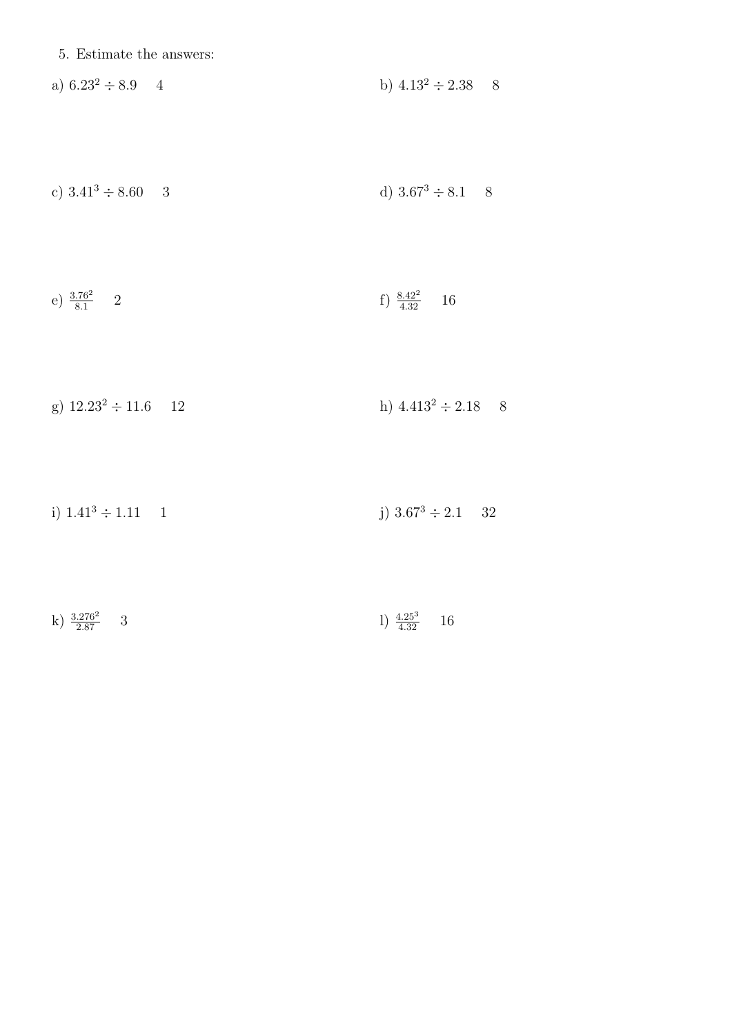5. Estimate the answers:

a) $6.23^2 \div 8.9$ 4

b) $4.13^2 \div 2.38$ 8

c) $3.41^3 \div 8.60$ 3

d) $3.67^3 \div 8.1$ 8

e) $\frac{3.76^2}{8.1}$ 2

f) $\frac{8.42^2}{4.32}$ 16

g) $12.23^2 \div 11.6$ 12

h) $4.413^2 \div 2.18$ 8

i) $1.41^3 \div 1.11$ 1

j) $3.67^3 \div 2.1$ 32

k) $\frac{3.276^2}{2.87}$ 3

l) $\frac{4.25^3}{4.32}$ 16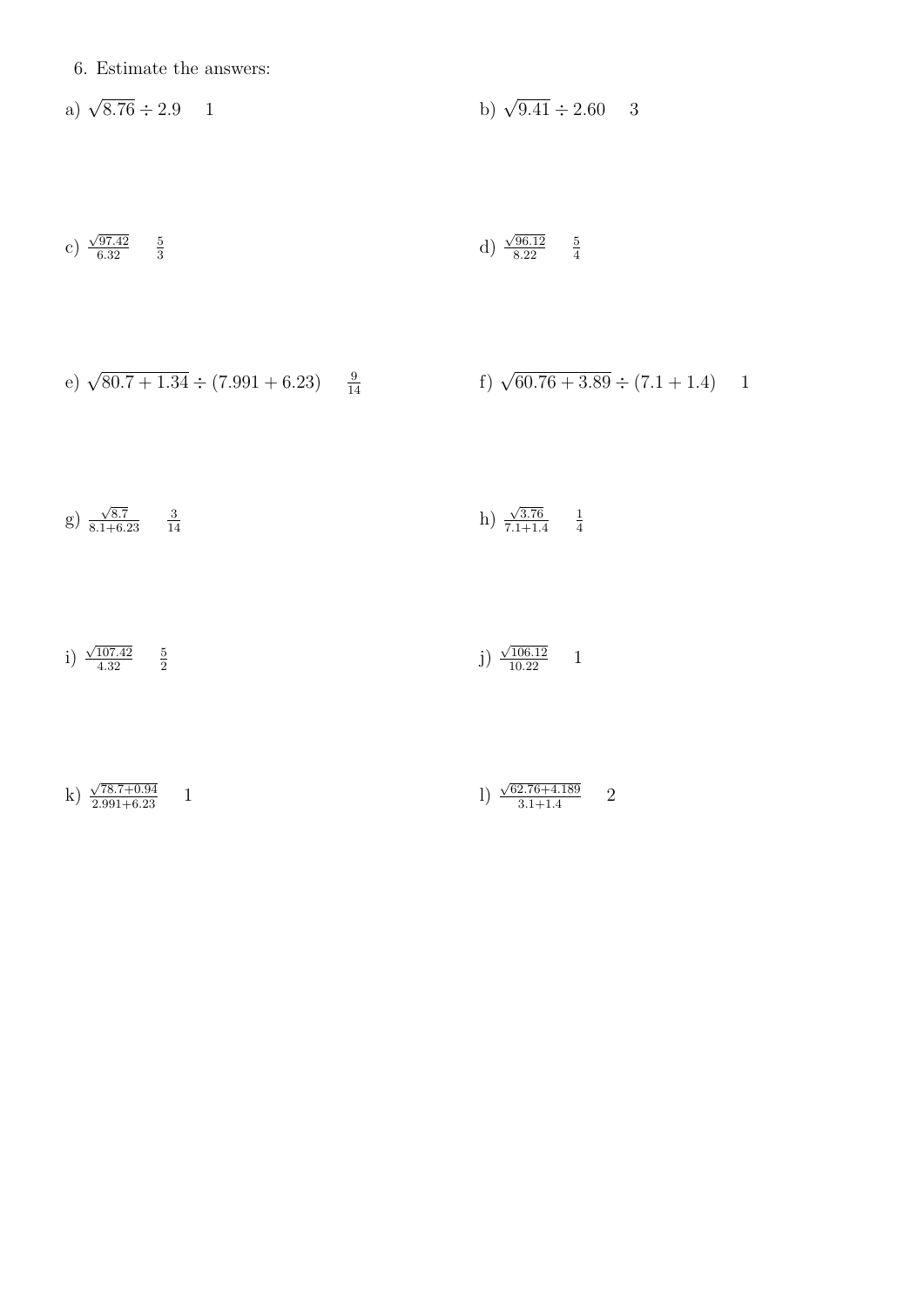6. Estimate the answers:

a) $\sqrt{8.76} \div 2.9$ $\quad 1$

b) $\sqrt{9.41} \div 2.60$ $\quad 3$

c) $\frac{\sqrt{97.42}}{6.32}$ $\quad \frac{5}{3}$

d) $\frac{\sqrt{96.12}}{8.22}$ $\quad \frac{5}{4}$

e) $\sqrt{80.7 + 1.34} \div (7.991 + 6.23)$ $\quad \frac{9}{14}$

f) $\sqrt{60.76 + 3.89} \div (7.1 + 1.4)$ $\quad 1$

g) $\frac{\sqrt{8.7}}{8.1+6.23}$ $\quad \frac{3}{14}$

h) $\frac{\sqrt{3.76}}{7.1+1.4}$ $\quad \frac{1}{4}$

i) $\frac{\sqrt{107.42}}{4.32}$ $\quad \frac{5}{2}$

j) $\frac{\sqrt{106.12}}{10.22}$ $\quad 1$

k) $\frac{\sqrt{78.7+0.94}}{2.991+6.23}$ $\quad 1$

l) $\frac{\sqrt{62.76+4.189}}{3.1+1.4}$ $\quad 2$